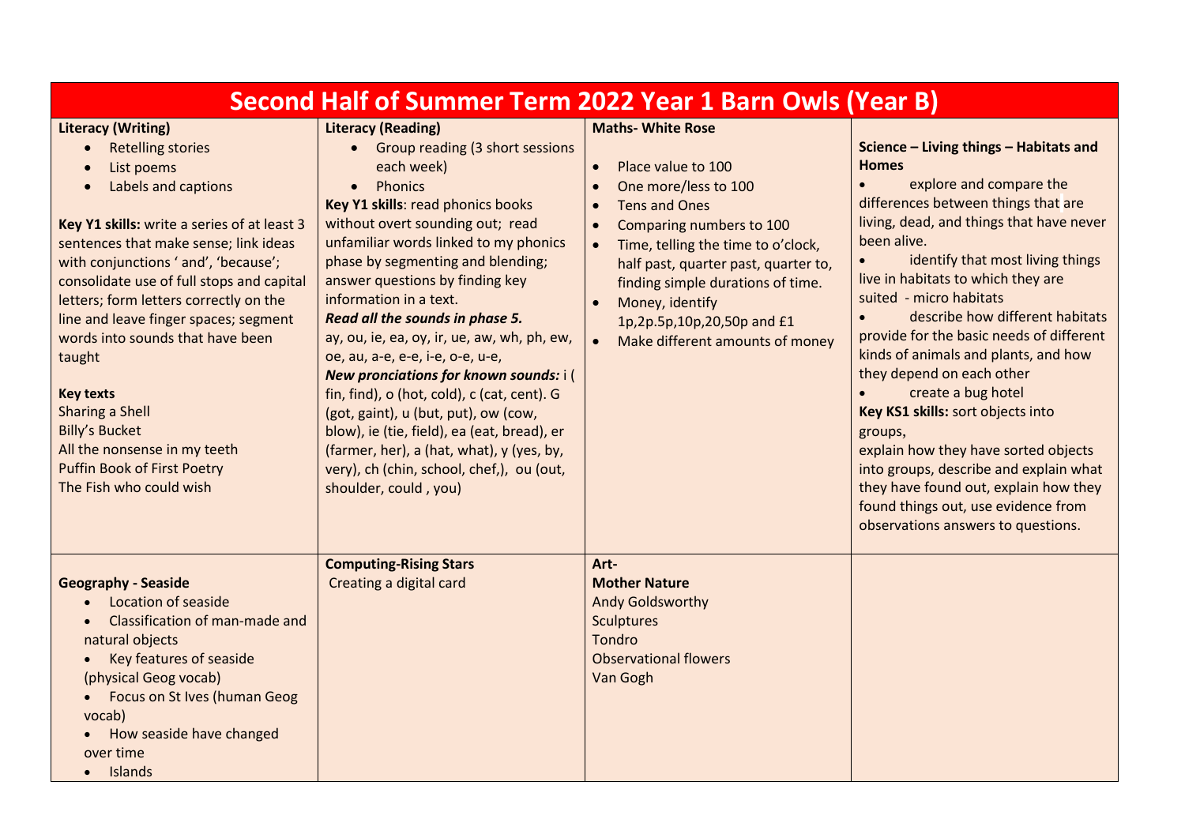# Second Half of Summer Term 2022 Year 1 Barn Owls (Year B)

| Literacy (Writing) | Literacy (Reading) | Maths- White Rose | Science – Living things – Habitats and Homes |
|---|---|---|---|
| • Retelling stories<br>• List poems<br>• Labels and captions<br><br>**Key Y1 skills:** write a series of at least 3 sentences that make sense; link ideas with conjunctions ' and', 'because'; consolidate use of full stops and capital letters; form letters correctly on the line and leave finger spaces; segment words into sounds that have been taught<br><br>**Key texts**<br>Sharing a Shell<br>Billy's Bucket<br>All the nonsense in my teeth<br>Puffin Book of First Poetry<br>The Fish who could wish | • Group reading (3 short sessions each week)<br>• Phonics<br>**Key Y1 skills**: read phonics books without overt sounding out; read unfamiliar words linked to my phonics phase by segmenting and blending; answer questions by finding key information in a text.<br>***Read all the sounds in phase 5.***<br>ay, ou, ie, ea, oy, ir, ue, aw, wh, ph, ew, oe, au, a-e, e-e, i-e, o-e, u-e,<br>***New prounciations for known sounds:*** i ( fin, find), o (hot, cold), c (cat, cent). G (got, gaint), u (but, put), ow (cow, blow), ie (tie, field), ea (eat, bread), er (farmer, her), a (hat, what), y (yes, by, very), ch (chin, school, chef,), ou (out, shoulder, could , you) | • Place value to 100<br>• One more/less to 100<br>• Tens and Ones<br>• Comparing numbers to 100<br>• Time, telling the time to o'clock, half past, quarter past, quarter to, finding simple durations of time.<br>• Money, identify 1p,2p.5p,10p,20,50p and £1<br>• Make different amounts of money | • explore and compare the differences between things that are living, dead, and things that have never been alive.<br>• identify that most living things live in habitats to which they are suited - micro habitats<br>• describe how different habitats provide for the basic needs of different kinds of animals and plants, and how they depend on each other<br>• create a bug hotel<br>**Key KS1 skills:** sort objects into groups,<br>explain how they have sorted objects into groups, describe and explain what they have found out, explain how they found things out, use evidence from observations answers to questions. |
| **Geography - Seaside**<br>• Location of seaside<br>• Classification of man-made and natural objects<br>• Key features of seaside (physical Geog vocab)<br>• Focus on St Ives (human Geog vocab)<br>• How seaside have changed over time<br>• Islands | **Computing-Rising Stars**<br>Creating a digital card | **Art-**<br>**Mother Nature**<br>Andy Goldsworthy<br>Sculptures<br>Tondro<br>Observational flowers<br>Van Gogh | |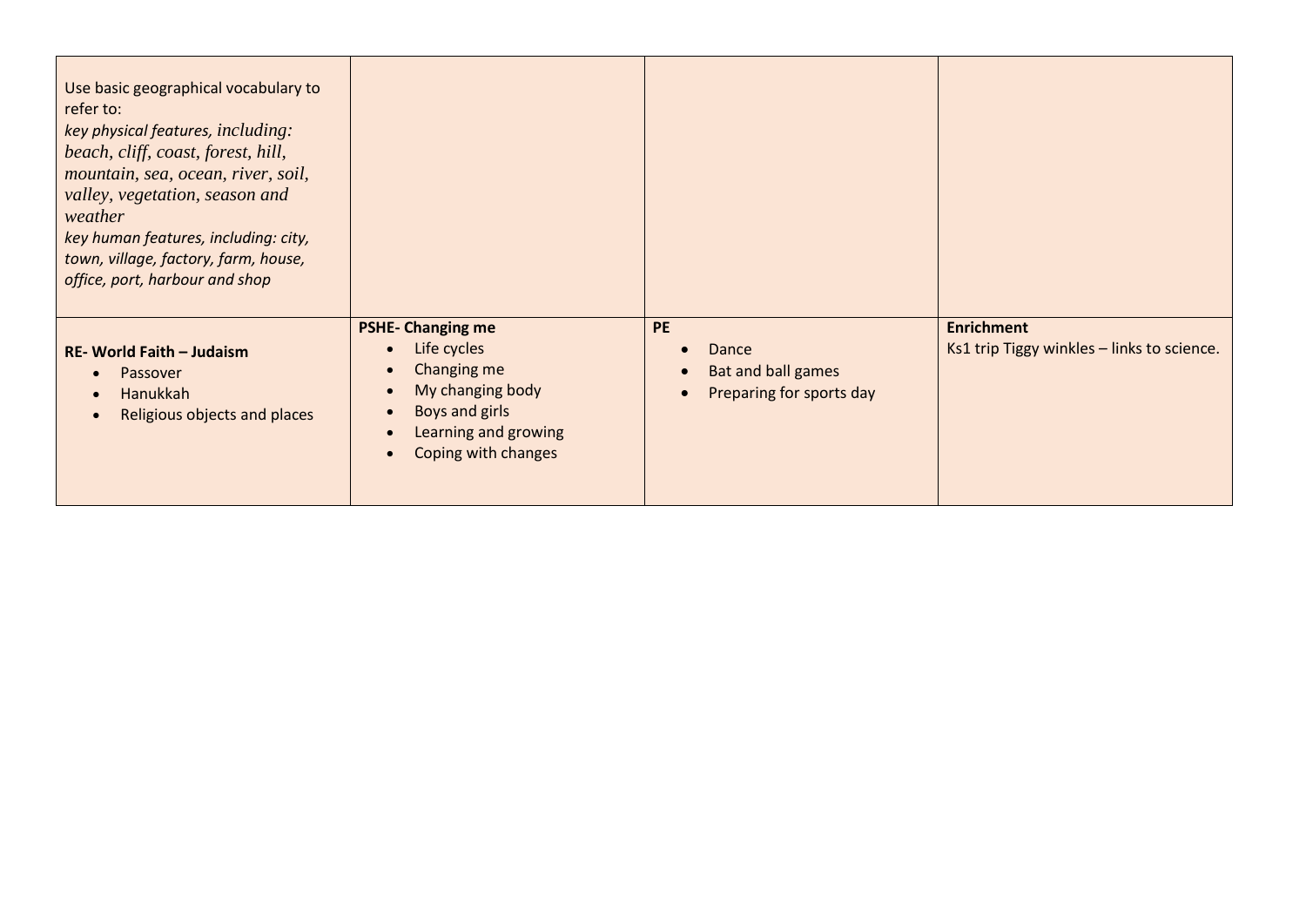| | | | |
|---|---|---|---|
| Use basic geographical vocabulary to refer to:<br>*key physical features, including: beach, cliff, coast, forest, hill, mountain, sea, ocean, river, soil, valley, vegetation, season and weather*<br>*key human features, including: city, town, village, factory, farm, house, office, port, harbour and shop* | | | |
| **RE- World Faith – Judaism**<br>• Passover<br>• Hanukkah<br>• Religious objects and places | **PSHE- Changing me**<br>• Life cycles<br>• Changing me<br>• My changing body<br>• Boys and girls<br>• Learning and growing<br>• Coping with changes | **PE**<br>• Dance<br>• Bat and ball games<br>• Preparing for sports day | **Enrichment**<br>Ks1 trip Tiggy winkles – links to science. |